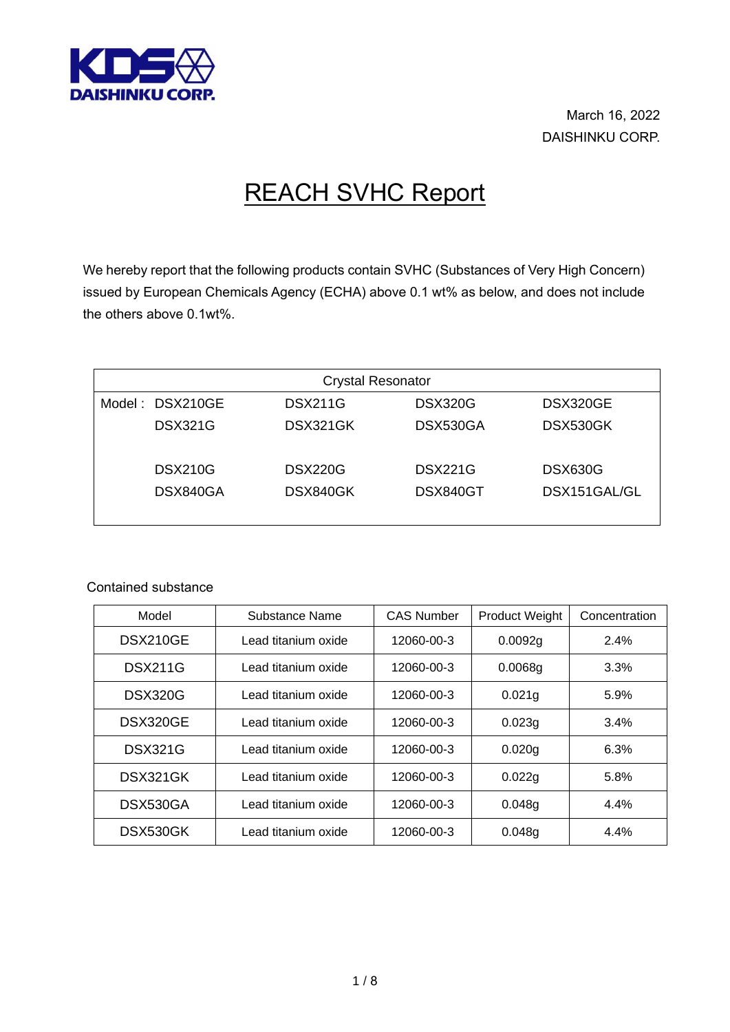KDS DAISHINKU CORP.

March 16, 2022
DAISHINKU CORP.

# REACH SVHC Report

We hereby report that the following products contain SVHC (Substances of Very High Concern) issued by European Chemicals Agency (ECHA) above 0.1 wt% as below, and does not include the others above 0.1wt%.

| Crystal Resonator | | | | |
|---|---|---|---|---|
| Model : | DSX210GE | DSX211G | DSX320G | DSX320GE |
| | DSX321G | DSX321GK | DSX530GA | DSX530GK |
| | DSX210G | DSX220G | DSX221G | DSX630G |
| | DSX840GA | DSX840GK | DSX840GT | DSX151GAL/GL |

Contained substance

| Model | Substance Name | CAS Number | Product Weight | Concentration |
|---|---|---|---|---|
| DSX210GE | Lead titanium oxide | 12060-00-3 | 0.0092g | 2.4% |
| DSX211G | Lead titanium oxide | 12060-00-3 | 0.0068g | 3.3% |
| DSX320G | Lead titanium oxide | 12060-00-3 | 0.021g | 5.9% |
| DSX320GE | Lead titanium oxide | 12060-00-3 | 0.023g | 3.4% |
| DSX321G | Lead titanium oxide | 12060-00-3 | 0.020g | 6.3% |
| DSX321GK | Lead titanium oxide | 12060-00-3 | 0.022g | 5.8% |
| DSX530GA | Lead titanium oxide | 12060-00-3 | 0.048g | 4.4% |
| DSX530GK | Lead titanium oxide | 12060-00-3 | 0.048g | 4.4% |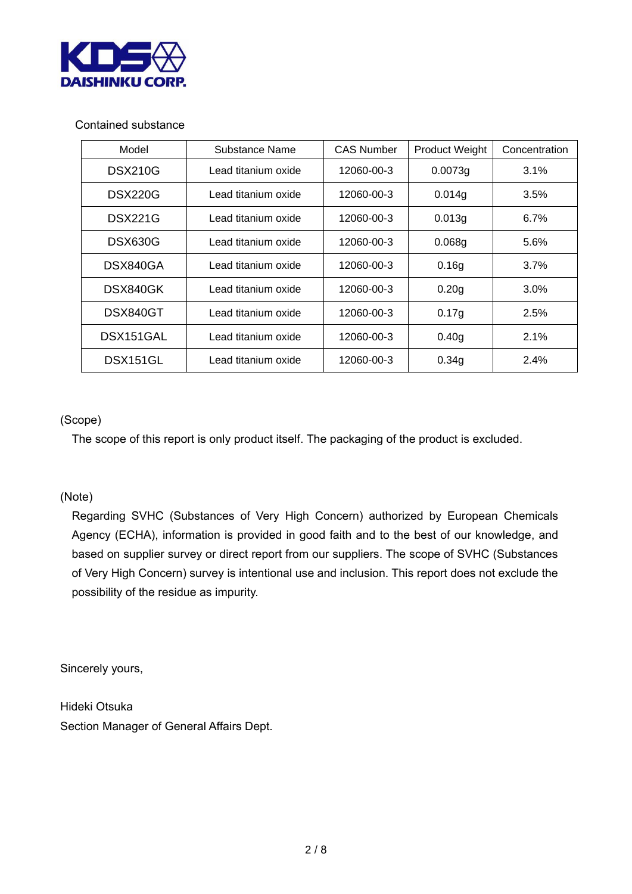KDS DAISHINKU CORP.

Contained substance

| Model | Substance Name | CAS Number | Product Weight | Concentration |
| --- | --- | --- | --- | --- |
| DSX210G | Lead titanium oxide | 12060-00-3 | 0.0073g | 3.1% |
| DSX220G | Lead titanium oxide | 12060-00-3 | 0.014g | 3.5% |
| DSX221G | Lead titanium oxide | 12060-00-3 | 0.013g | 6.7% |
| DSX630G | Lead titanium oxide | 12060-00-3 | 0.068g | 5.6% |
| DSX840GA | Lead titanium oxide | 12060-00-3 | 0.16g | 3.7% |
| DSX840GK | Lead titanium oxide | 12060-00-3 | 0.20g | 3.0% |
| DSX840GT | Lead titanium oxide | 12060-00-3 | 0.17g | 2.5% |
| DSX151GAL | Lead titanium oxide | 12060-00-3 | 0.40g | 2.1% |
| DSX151GL | Lead titanium oxide | 12060-00-3 | 0.34g | 2.4% |

(Scope)

The scope of this report is only product itself. The packaging of the product is excluded.

(Note)

Regarding SVHC (Substances of Very High Concern) authorized by European Chemicals Agency (ECHA), information is provided in good faith and to the best of our knowledge, and based on supplier survey or direct report from our suppliers. The scope of SVHC (Substances of Very High Concern) survey is intentional use and inclusion. This report does not exclude the possibility of the residue as impurity.

Sincerely yours,

Hideki Otsuka
Section Manager of General Affairs Dept.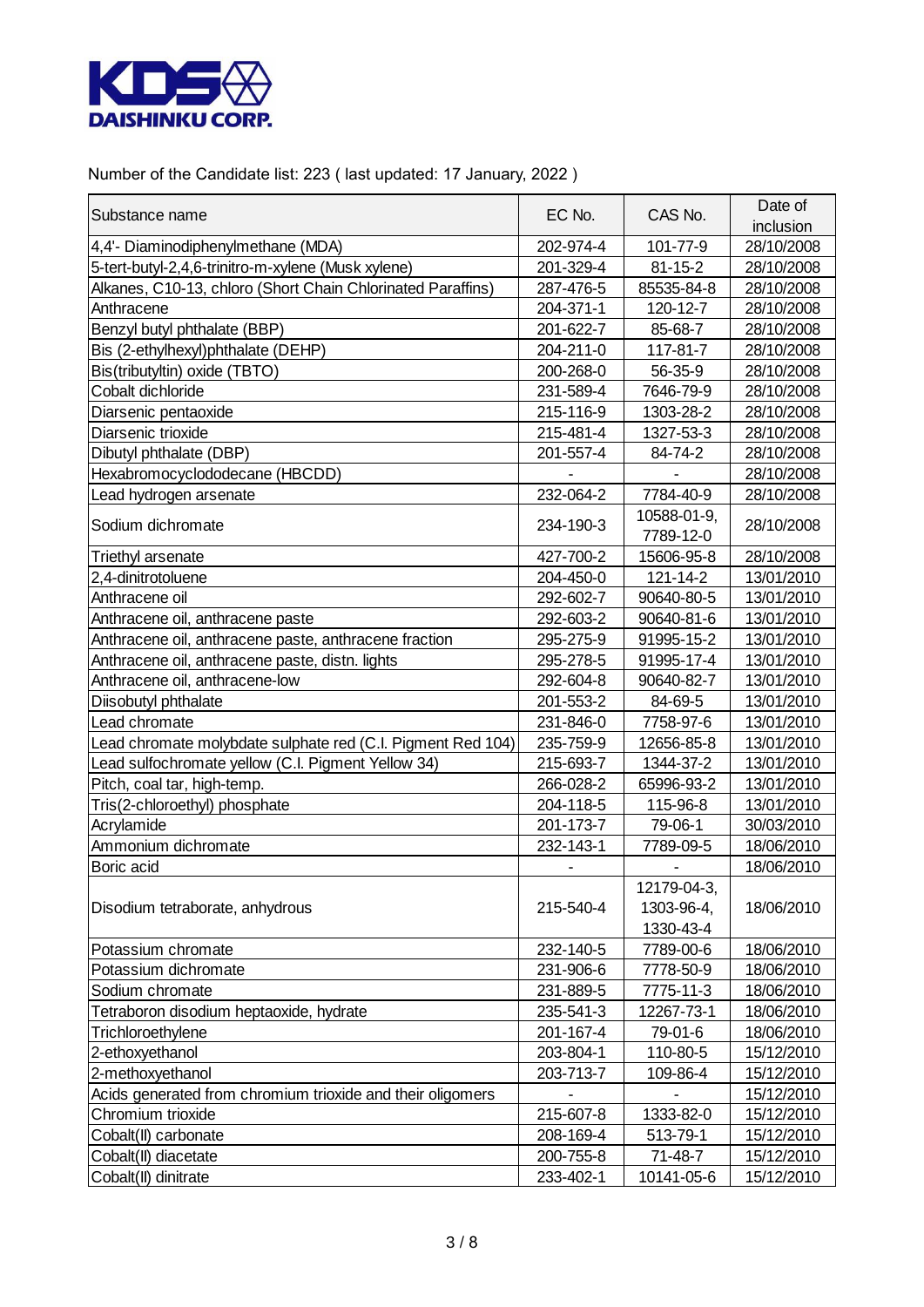**KDS DAISHINKU CORP.**

Number of the Candidate list: 223 ( last updated: 17 January, 2022 )

| Substance name | EC No. | CAS No. | Date of inclusion |
|---|---|---|---|
| 4,4'- Diaminodiphenylmethane (MDA) | 202-974-4 | 101-77-9 | 28/10/2008 |
| 5-tert-butyl-2,4,6-trinitro-m-xylene (Musk xylene) | 201-329-4 | 81-15-2 | 28/10/2008 |
| Alkanes, C10-13, chloro (Short Chain Chlorinated Paraffins) | 287-476-5 | 85535-84-8 | 28/10/2008 |
| Anthracene | 204-371-1 | 120-12-7 | 28/10/2008 |
| Benzyl butyl phthalate (BBP) | 201-622-7 | 85-68-7 | 28/10/2008 |
| Bis (2-ethylhexyl)phthalate (DEHP) | 204-211-0 | 117-81-7 | 28/10/2008 |
| Bis(tributyltin) oxide (TBTO) | 200-268-0 | 56-35-9 | 28/10/2008 |
| Cobalt dichloride | 231-589-4 | 7646-79-9 | 28/10/2008 |
| Diarsenic pentaoxide | 215-116-9 | 1303-28-2 | 28/10/2008 |
| Diarsenic trioxide | 215-481-4 | 1327-53-3 | 28/10/2008 |
| Dibutyl phthalate (DBP) | 201-557-4 | 84-74-2 | 28/10/2008 |
| Hexabromocyclododecane (HBCDD) | - | - | 28/10/2008 |
| Lead hydrogen arsenate | 232-064-2 | 7784-40-9 | 28/10/2008 |
| Sodium dichromate | 234-190-3 | 10588-01-9, 7789-12-0 | 28/10/2008 |
| Triethyl arsenate | 427-700-2 | 15606-95-8 | 28/10/2008 |
| 2,4-dinitrotoluene | 204-450-0 | 121-14-2 | 13/01/2010 |
| Anthracene oil | 292-602-7 | 90640-80-5 | 13/01/2010 |
| Anthracene oil, anthracene paste | 292-603-2 | 90640-81-6 | 13/01/2010 |
| Anthracene oil, anthracene paste, anthracene fraction | 295-275-9 | 91995-15-2 | 13/01/2010 |
| Anthracene oil, anthracene paste, distn. lights | 295-278-5 | 91995-17-4 | 13/01/2010 |
| Anthracene oil, anthracene-low | 292-604-8 | 90640-82-7 | 13/01/2010 |
| Diisobutyl phthalate | 201-553-2 | 84-69-5 | 13/01/2010 |
| Lead chromate | 231-846-0 | 7758-97-6 | 13/01/2010 |
| Lead chromate molybdate sulphate red (C.I. Pigment Red 104) | 235-759-9 | 12656-85-8 | 13/01/2010 |
| Lead sulfochromate yellow (C.I. Pigment Yellow 34) | 215-693-7 | 1344-37-2 | 13/01/2010 |
| Pitch, coal tar, high-temp. | 266-028-2 | 65996-93-2 | 13/01/2010 |
| Tris(2-chloroethyl) phosphate | 204-118-5 | 115-96-8 | 13/01/2010 |
| Acrylamide | 201-173-7 | 79-06-1 | 30/03/2010 |
| Ammonium dichromate | 232-143-1 | 7789-09-5 | 18/06/2010 |
| Boric acid | - | - | 18/06/2010 |
| Disodium tetraborate, anhydrous | 215-540-4 | 12179-04-3, 1303-96-4, 1330-43-4 | 18/06/2010 |
| Potassium chromate | 232-140-5 | 7789-00-6 | 18/06/2010 |
| Potassium dichromate | 231-906-6 | 7778-50-9 | 18/06/2010 |
| Sodium chromate | 231-889-5 | 7775-11-3 | 18/06/2010 |
| Tetraboron disodium heptaoxide, hydrate | 235-541-3 | 12267-73-1 | 18/06/2010 |
| Trichloroethylene | 201-167-4 | 79-01-6 | 18/06/2010 |
| 2-ethoxyethanol | 203-804-1 | 110-80-5 | 15/12/2010 |
| 2-methoxyethanol | 203-713-7 | 109-86-4 | 15/12/2010 |
| Acids generated from chromium trioxide and their oligomers | - | - | 15/12/2010 |
| Chromium trioxide | 215-607-8 | 1333-82-0 | 15/12/2010 |
| Cobalt(II) carbonate | 208-169-4 | 513-79-1 | 15/12/2010 |
| Cobalt(II) diacetate | 200-755-8 | 71-48-7 | 15/12/2010 |
| Cobalt(II) dinitrate | 233-402-1 | 10141-05-6 | 15/12/2010 |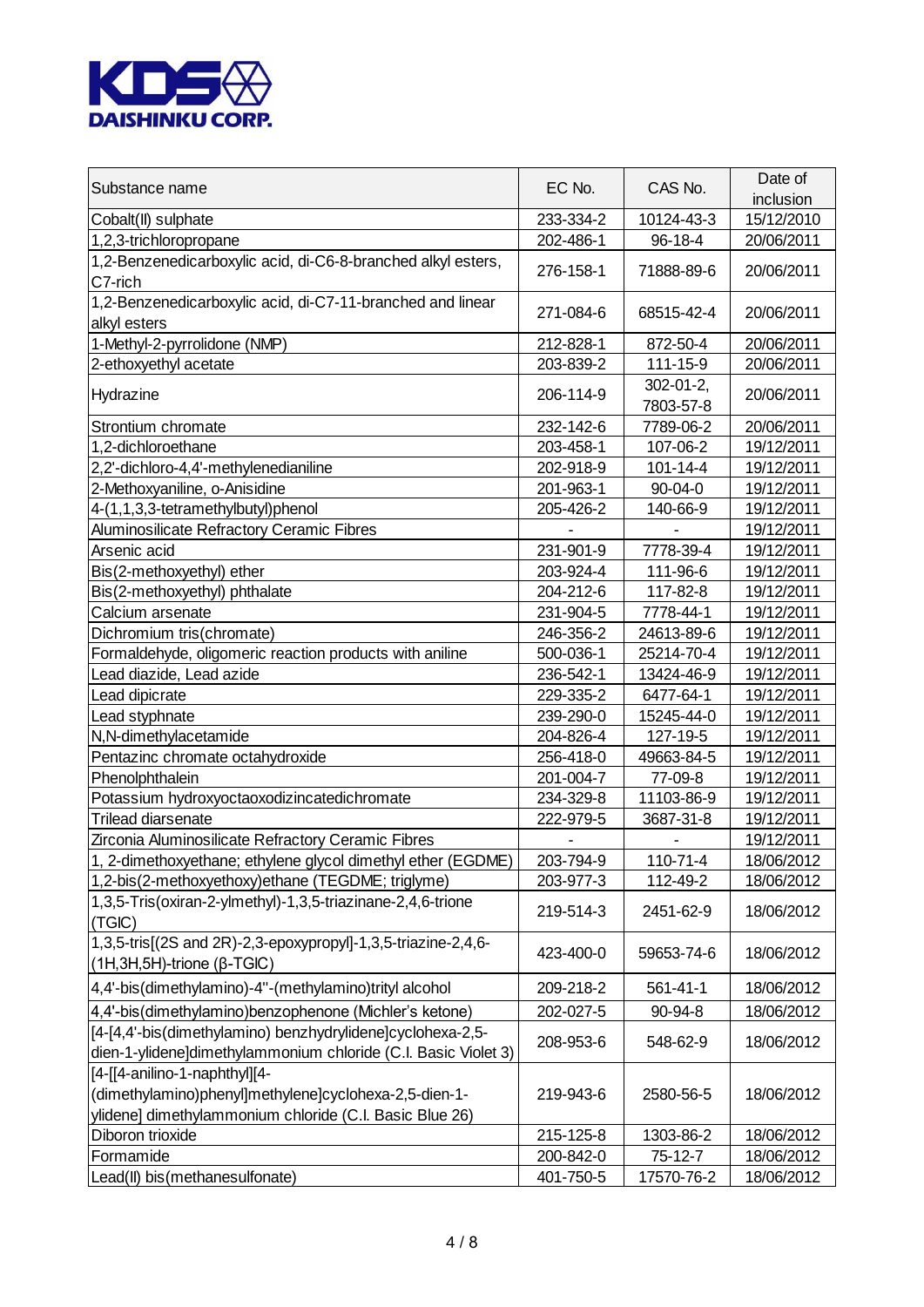**KDS DAISHINKU CORP.**

| Substance name | EC No. | CAS No. | Date of inclusion |
|---|---|---|---|
| Cobalt(II) sulphate | 233-334-2 | 10124-43-3 | 15/12/2010 |
| 1,2,3-trichloropropane | 202-486-1 | 96-18-4 | 20/06/2011 |
| 1,2-Benzenedicarboxylic acid, di-C6-8-branched alkyl esters, C7-rich | 276-158-1 | 71888-89-6 | 20/06/2011 |
| 1,2-Benzenedicarboxylic acid, di-C7-11-branched and linear alkyl esters | 271-084-6 | 68515-42-4 | 20/06/2011 |
| 1-Methyl-2-pyrrolidone (NMP) | 212-828-1 | 872-50-4 | 20/06/2011 |
| 2-ethoxyethyl acetate | 203-839-2 | 111-15-9 | 20/06/2011 |
| Hydrazine | 206-114-9 | 302-01-2, 7803-57-8 | 20/06/2011 |
| Strontium chromate | 232-142-6 | 7789-06-2 | 20/06/2011 |
| 1,2-dichloroethane | 203-458-1 | 107-06-2 | 19/12/2011 |
| 2,2'-dichloro-4,4'-methylenedianiline | 202-918-9 | 101-14-4 | 19/12/2011 |
| 2-Methoxyaniline, o-Anisidine | 201-963-1 | 90-04-0 | 19/12/2011 |
| 4-(1,1,3,3-tetramethylbutyl)phenol | 205-426-2 | 140-66-9 | 19/12/2011 |
| Aluminosilicate Refractory Ceramic Fibres | - | - | 19/12/2011 |
| Arsenic acid | 231-901-9 | 7778-39-4 | 19/12/2011 |
| Bis(2-methoxyethyl) ether | 203-924-4 | 111-96-6 | 19/12/2011 |
| Bis(2-methoxyethyl) phthalate | 204-212-6 | 117-82-8 | 19/12/2011 |
| Calcium arsenate | 231-904-5 | 7778-44-1 | 19/12/2011 |
| Dichromium tris(chromate) | 246-356-2 | 24613-89-6 | 19/12/2011 |
| Formaldehyde, oligomeric reaction products with aniline | 500-036-1 | 25214-70-4 | 19/12/2011 |
| Lead diazide, Lead azide | 236-542-1 | 13424-46-9 | 19/12/2011 |
| Lead dipicrate | 229-335-2 | 6477-64-1 | 19/12/2011 |
| Lead styphnate | 239-290-0 | 15245-44-0 | 19/12/2011 |
| N,N-dimethylacetamide | 204-826-4 | 127-19-5 | 19/12/2011 |
| Pentazinc chromate octahydroxide | 256-418-0 | 49663-84-5 | 19/12/2011 |
| Phenolphthalein | 201-004-7 | 77-09-8 | 19/12/2011 |
| Potassium hydroxyoctaoxodizincatedichromate | 234-329-8 | 11103-86-9 | 19/12/2011 |
| Trilead diarsenate | 222-979-5 | 3687-31-8 | 19/12/2011 |
| Zirconia Aluminosilicate Refractory Ceramic Fibres | - | - | 19/12/2011 |
| 1, 2-dimethoxyethane; ethylene glycol dimethyl ether (EGDME) | 203-794-9 | 110-71-4 | 18/06/2012 |
| 1,2-bis(2-methoxyethoxy)ethane (TEGDME; triglyme) | 203-977-3 | 112-49-2 | 18/06/2012 |
| 1,3,5-Tris(oxiran-2-ylmethyl)-1,3,5-triazinane-2,4,6-trione (TGIC) | 219-514-3 | 2451-62-9 | 18/06/2012 |
| 1,3,5-tris[(2S and 2R)-2,3-epoxypropyl]-1,3,5-triazine-2,4,6-(1H,3H,5H)-trione (β-TGIC) | 423-400-0 | 59653-74-6 | 18/06/2012 |
| 4,4'-bis(dimethylamino)-4''-(methylamino)trityl alcohol | 209-218-2 | 561-41-1 | 18/06/2012 |
| 4,4'-bis(dimethylamino)benzophenone (Michler's ketone) | 202-027-5 | 90-94-8 | 18/06/2012 |
| [4-[4,4'-bis(dimethylamino) benzhydrylidene]cyclohexa-2,5-dien-1-ylidene]dimethylammonium chloride (C.I. Basic Violet 3) | 208-953-6 | 548-62-9 | 18/06/2012 |
| [4-[[4-anilino-1-naphthyl][4-(dimethylamino)phenyl]methylene]cyclohexa-2,5-dien-1-ylidene] dimethylammonium chloride (C.I. Basic Blue 26) | 219-943-6 | 2580-56-5 | 18/06/2012 |
| Diboron trioxide | 215-125-8 | 1303-86-2 | 18/06/2012 |
| Formamide | 200-842-0 | 75-12-7 | 18/06/2012 |
| Lead(II) bis(methanesulfonate) | 401-750-5 | 17570-76-2 | 18/06/2012 |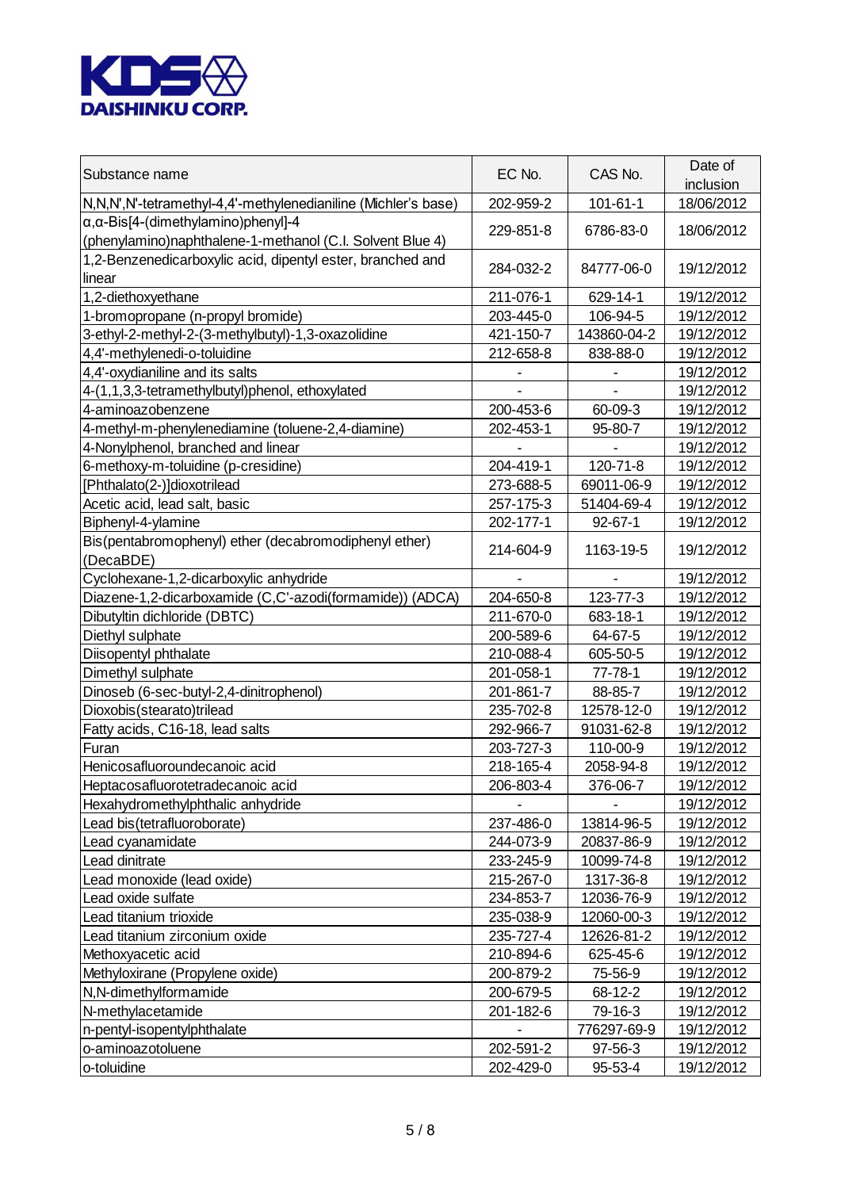KDS DAISHINKU CORP.

| Substance name | EC No. | CAS No. | Date of inclusion |
|---|---|---|---|
| N,N,N',N'-tetramethyl-4,4'-methylenedianiline (Michler's base) | 202-959-2 | 101-61-1 | 18/06/2012 |
| α,α-Bis[4-(dimethylamino)phenyl]-4 (phenylamino)naphthalene-1-methanol (C.I. Solvent Blue 4) | 229-851-8 | 6786-83-0 | 18/06/2012 |
| 1,2-Benzenedicarboxylic acid, dipentyl ester, branched and linear | 284-032-2 | 84777-06-0 | 19/12/2012 |
| 1,2-diethoxyethane | 211-076-1 | 629-14-1 | 19/12/2012 |
| 1-bromopropane (n-propyl bromide) | 203-445-0 | 106-94-5 | 19/12/2012 |
| 3-ethyl-2-methyl-2-(3-methylbutyl)-1,3-oxazolidine | 421-150-7 | 143860-04-2 | 19/12/2012 |
| 4,4'-methylenedi-o-toluidine | 212-658-8 | 838-88-0 | 19/12/2012 |
| 4,4'-oxydianiline and its salts | - | - | 19/12/2012 |
| 4-(1,1,3,3-tetramethylbutyl)phenol, ethoxylated | - | - | 19/12/2012 |
| 4-aminoazobenzene | 200-453-6 | 60-09-3 | 19/12/2012 |
| 4-methyl-m-phenylenediamine (toluene-2,4-diamine) | 202-453-1 | 95-80-7 | 19/12/2012 |
| 4-Nonylphenol, branched and linear | - | - | 19/12/2012 |
| 6-methoxy-m-toluidine (p-cresidine) | 204-419-1 | 120-71-8 | 19/12/2012 |
| [Phthalato(2-)]dioxotrilead | 273-688-5 | 69011-06-9 | 19/12/2012 |
| Acetic acid, lead salt, basic | 257-175-3 | 51404-69-4 | 19/12/2012 |
| Biphenyl-4-ylamine | 202-177-1 | 92-67-1 | 19/12/2012 |
| Bis(pentabromophenyl) ether (decabromodiphenyl ether) (DecaBDE) | 214-604-9 | 1163-19-5 | 19/12/2012 |
| Cyclohexane-1,2-dicarboxylic anhydride | - | - | 19/12/2012 |
| Diazene-1,2-dicarboxamide (C,C'-azodi(formamide)) (ADCA) | 204-650-8 | 123-77-3 | 19/12/2012 |
| Dibutyltin dichloride (DBTC) | 211-670-0 | 683-18-1 | 19/12/2012 |
| Diethyl sulphate | 200-589-6 | 64-67-5 | 19/12/2012 |
| Diisopentyl phthalate | 210-088-4 | 605-50-5 | 19/12/2012 |
| Dimethyl sulphate | 201-058-1 | 77-78-1 | 19/12/2012 |
| Dinoseb (6-sec-butyl-2,4-dinitrophenol) | 201-861-7 | 88-85-7 | 19/12/2012 |
| Dioxobis(stearato)trilead | 235-702-8 | 12578-12-0 | 19/12/2012 |
| Fatty acids, C16-18, lead salts | 292-966-7 | 91031-62-8 | 19/12/2012 |
| Furan | 203-727-3 | 110-00-9 | 19/12/2012 |
| Henicosafluoroundecanoic acid | 218-165-4 | 2058-94-8 | 19/12/2012 |
| Heptacosafluorotetradecanoic acid | 206-803-4 | 376-06-7 | 19/12/2012 |
| Hexahydromethylphthalic anhydride | - | - | 19/12/2012 |
| Lead bis(tetrafluoroborate) | 237-486-0 | 13814-96-5 | 19/12/2012 |
| Lead cyanamidate | 244-073-9 | 20837-86-9 | 19/12/2012 |
| Lead dinitrate | 233-245-9 | 10099-74-8 | 19/12/2012 |
| Lead monoxide (lead oxide) | 215-267-0 | 1317-36-8 | 19/12/2012 |
| Lead oxide sulfate | 234-853-7 | 12036-76-9 | 19/12/2012 |
| Lead titanium trioxide | 235-038-9 | 12060-00-3 | 19/12/2012 |
| Lead titanium zirconium oxide | 235-727-4 | 12626-81-2 | 19/12/2012 |
| Methoxyacetic acid | 210-894-6 | 625-45-6 | 19/12/2012 |
| Methyloxirane (Propylene oxide) | 200-879-2 | 75-56-9 | 19/12/2012 |
| N,N-dimethylformamide | 200-679-5 | 68-12-2 | 19/12/2012 |
| N-methylacetamide | 201-182-6 | 79-16-3 | 19/12/2012 |
| n-pentyl-isopentylphthalate | - | 776297-69-9 | 19/12/2012 |
| o-aminoazotoluene | 202-591-2 | 97-56-3 | 19/12/2012 |
| o-toluidine | 202-429-0 | 95-53-4 | 19/12/2012 |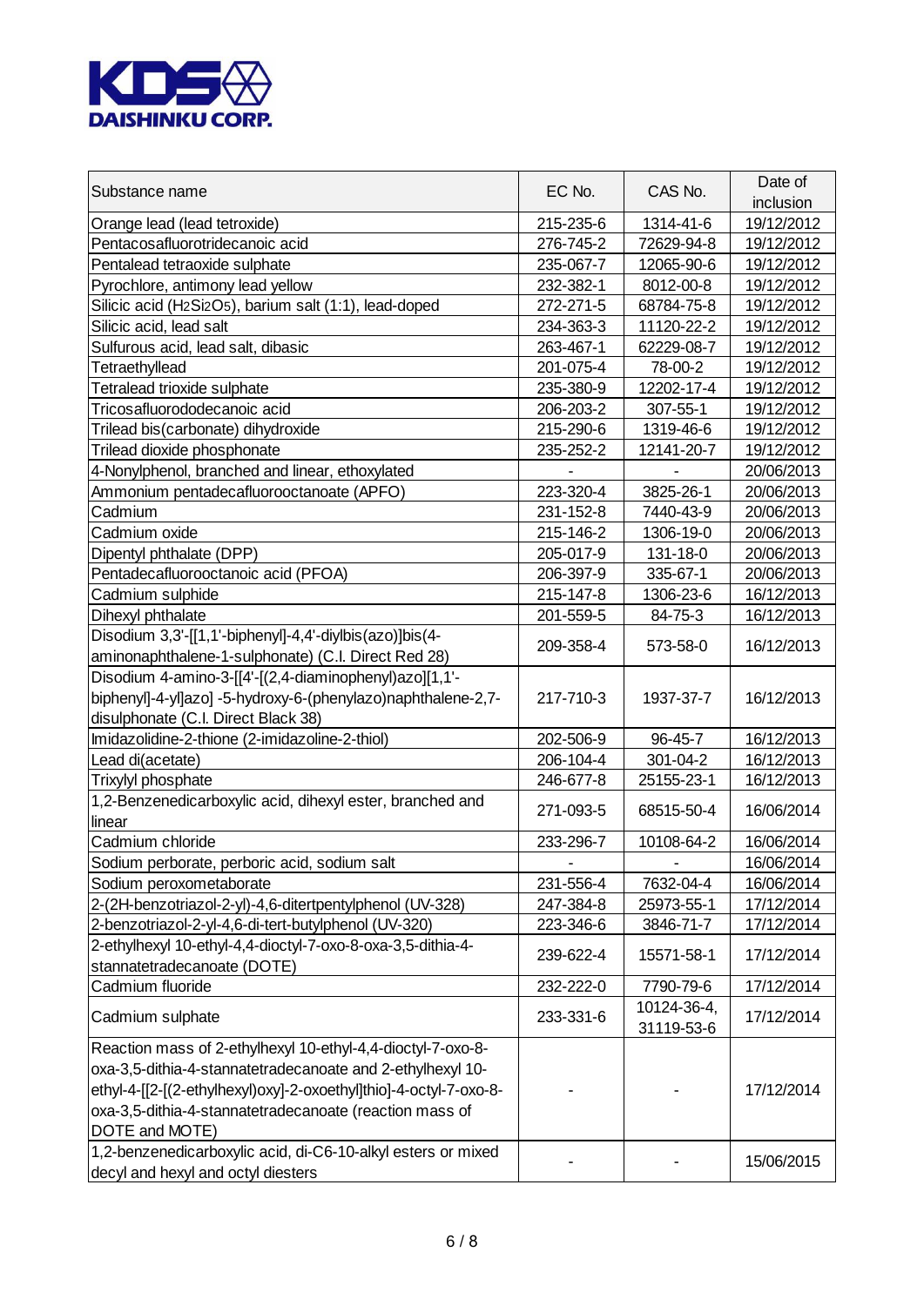**KDS DAISHINKU CORP.**

| Substance name | EC No. | CAS No. | Date of inclusion |
|---|---|---|---|
| Orange lead (lead tetroxide) | 215-235-6 | 1314-41-6 | 19/12/2012 |
| Pentacosafluorotridecanoic acid | 276-745-2 | 72629-94-8 | 19/12/2012 |
| Pentalead tetraoxide sulphate | 235-067-7 | 12065-90-6 | 19/12/2012 |
| Pyrochlore, antimony lead yellow | 232-382-1 | 8012-00-8 | 19/12/2012 |
| Silicic acid ($H_2Si_2O_5$), barium salt (1:1), lead-doped | 272-271-5 | 68784-75-8 | 19/12/2012 |
| Silicic acid, lead salt | 234-363-3 | 11120-22-2 | 19/12/2012 |
| Sulfurous acid, lead salt, dibasic | 263-467-1 | 62229-08-7 | 19/12/2012 |
| Tetraethyllead | 201-075-4 | 78-00-2 | 19/12/2012 |
| Tetralead trioxide sulphate | 235-380-9 | 12202-17-4 | 19/12/2012 |
| Tricosafluorododecanoic acid | 206-203-2 | 307-55-1 | 19/12/2012 |
| Trilead bis(carbonate) dihydroxide | 215-290-6 | 1319-46-6 | 19/12/2012 |
| Trilead dioxide phosphonate | 235-252-2 | 12141-20-7 | 19/12/2012 |
| 4-Nonylphenol, branched and linear, ethoxylated | - | - | 20/06/2013 |
| Ammonium pentadecafluorooctanoate (APFO) | 223-320-4 | 3825-26-1 | 20/06/2013 |
| Cadmium | 231-152-8 | 7440-43-9 | 20/06/2013 |
| Cadmium oxide | 215-146-2 | 1306-19-0 | 20/06/2013 |
| Dipentyl phthalate (DPP) | 205-017-9 | 131-18-0 | 20/06/2013 |
| Pentadecafluorooctanoic acid (PFOA) | 206-397-9 | 335-67-1 | 20/06/2013 |
| Cadmium sulphide | 215-147-8 | 1306-23-6 | 16/12/2013 |
| Dihexyl phthalate | 201-559-5 | 84-75-3 | 16/12/2013 |
| Disodium 3,3'-[[1,1'-biphenyl]-4,4'-diylbis(azo)]bis(4-aminonaphthalene-1-sulphonate) (C.I. Direct Red 28) | 209-358-4 | 573-58-0 | 16/12/2013 |
| Disodium 4-amino-3-[[4'-[(2,4-diaminophenyl)azo][1,1'-biphenyl]-4-yl]azo] -5-hydroxy-6-(phenylazo)naphthalene-2,7-disulphonate (C.I. Direct Black 38) | 217-710-3 | 1937-37-7 | 16/12/2013 |
| Imidazolidine-2-thione (2-imidazoline-2-thiol) | 202-506-9 | 96-45-7 | 16/12/2013 |
| Lead di(acetate) | 206-104-4 | 301-04-2 | 16/12/2013 |
| Trixylyl phosphate | 246-677-8 | 25155-23-1 | 16/12/2013 |
| 1,2-Benzenedicarboxylic acid, dihexyl ester, branched and linear | 271-093-5 | 68515-50-4 | 16/06/2014 |
| Cadmium chloride | 233-296-7 | 10108-64-2 | 16/06/2014 |
| Sodium perborate, perboric acid, sodium salt | - | - | 16/06/2014 |
| Sodium peroxometaborate | 231-556-4 | 7632-04-4 | 16/06/2014 |
| 2-(2H-benzotriazol-2-yl)-4,6-ditertpentylphenol (UV-328) | 247-384-8 | 25973-55-1 | 17/12/2014 |
| 2-benzotriazol-2-yl-4,6-di-tert-butylphenol (UV-320) | 223-346-6 | 3846-71-7 | 17/12/2014 |
| 2-ethylhexyl 10-ethyl-4,4-dioctyl-7-oxo-8-oxa-3,5-dithia-4-stannatetradecanoate (DOTE) | 239-622-4 | 15571-58-1 | 17/12/2014 |
| Cadmium fluoride | 232-222-0 | 7790-79-6 | 17/12/2014 |
| Cadmium sulphate | 233-331-6 | 10124-36-4, 31119-53-6 | 17/12/2014 |
| Reaction mass of 2-ethylhexyl 10-ethyl-4,4-dioctyl-7-oxo-8-oxa-3,5-dithia-4-stannatetradecanoate and 2-ethylhexyl 10-ethyl-4-[[2-[(2-ethylhexyl)oxy]-2-oxoethyl]thio]-4-octyl-7-oxo-8-oxa-3,5-dithia-4-stannatetradecanoate (reaction mass of DOTE and MOTE) | - | - | 17/12/2014 |
| 1,2-benzenedicarboxylic acid, di-C6-10-alkyl esters or mixed decyl and hexyl and octyl diesters | - | - | 15/06/2015 |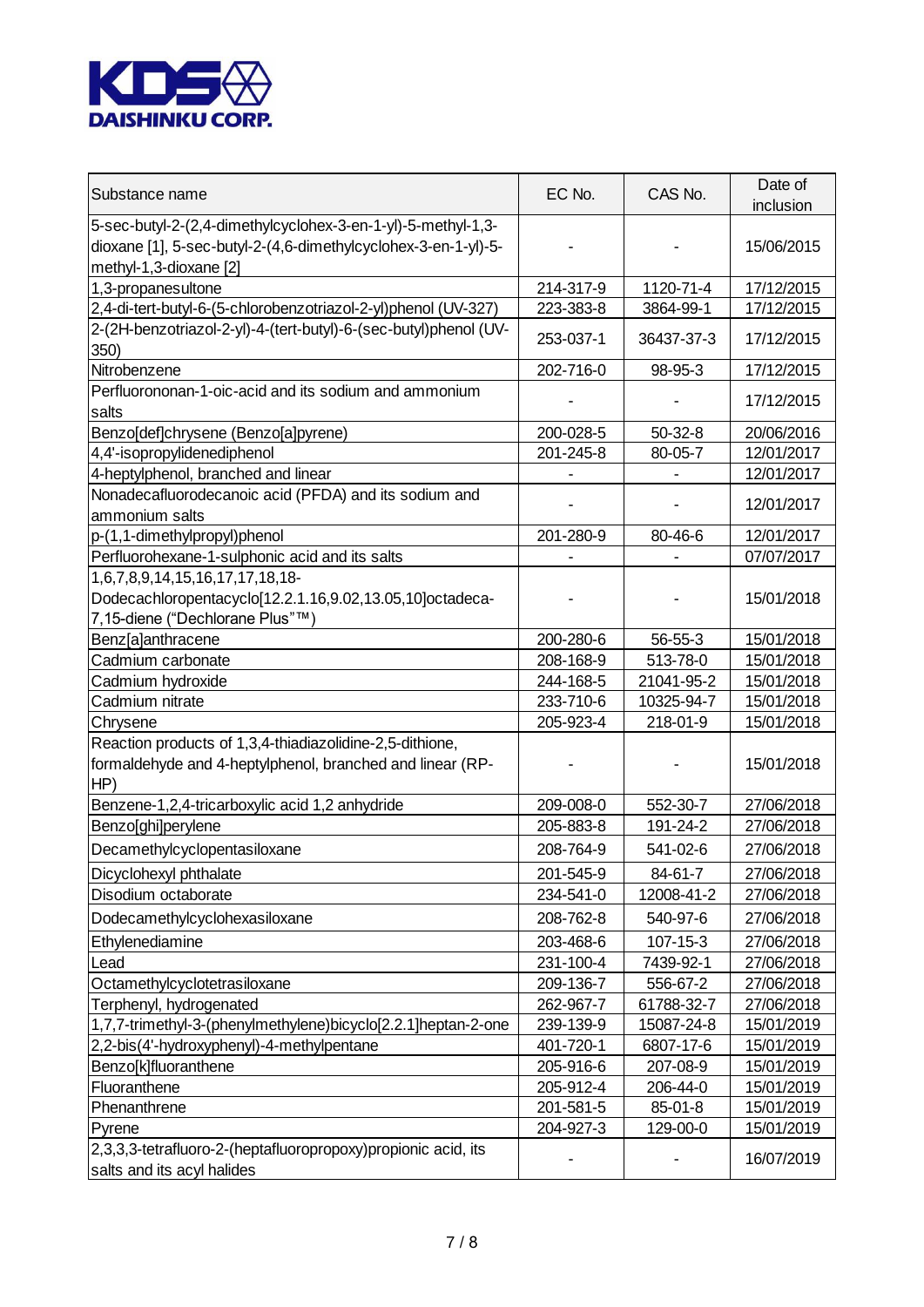KDS DAISHINKU CORP.

| Substance name | EC No. | CAS No. | Date of inclusion |
|---|---|---|---|
| 5-sec-butyl-2-(2,4-dimethylcyclohex-3-en-1-yl)-5-methyl-1,3-dioxane [1], 5-sec-butyl-2-(4,6-dimethylcyclohex-3-en-1-yl)-5-methyl-1,3-dioxane [2] | - | - | 15/06/2015 |
| 1,3-propanesultone | 214-317-9 | 1120-71-4 | 17/12/2015 |
| 2,4-di-tert-butyl-6-(5-chlorobenzotriazol-2-yl)phenol (UV-327) | 223-383-8 | 3864-99-1 | 17/12/2015 |
| 2-(2H-benzotriazol-2-yl)-4-(tert-butyl)-6-(sec-butyl)phenol (UV-350) | 253-037-1 | 36437-37-3 | 17/12/2015 |
| Nitrobenzene | 202-716-0 | 98-95-3 | 17/12/2015 |
| Perfluorononan-1-oic-acid and its sodium and ammonium salts | - | - | 17/12/2015 |
| Benzo[def]chrysene (Benzo[a]pyrene) | 200-028-5 | 50-32-8 | 20/06/2016 |
| 4,4'-isopropylidenediphenol | 201-245-8 | 80-05-7 | 12/01/2017 |
| 4-heptylphenol, branched and linear | - | - | 12/01/2017 |
| Nonadecafluorodecanoic acid (PFDA) and its sodium and ammonium salts | - | - | 12/01/2017 |
| p-(1,1-dimethylpropyl)phenol | 201-280-9 | 80-46-6 | 12/01/2017 |
| Perfluorohexane-1-sulphonic acid and its salts | - | - | 07/07/2017 |
| 1,6,7,8,9,14,15,16,17,17,18,18-Dodecachloropentacyclo[12.2.1.16,9.02,13.05,10]octadeca-7,15-diene (“Dechlorane Plus”™) | - | - | 15/01/2018 |
| Benz[a]anthracene | 200-280-6 | 56-55-3 | 15/01/2018 |
| Cadmium carbonate | 208-168-9 | 513-78-0 | 15/01/2018 |
| Cadmium hydroxide | 244-168-5 | 21041-95-2 | 15/01/2018 |
| Cadmium nitrate | 233-710-6 | 10325-94-7 | 15/01/2018 |
| Chrysene | 205-923-4 | 218-01-9 | 15/01/2018 |
| Reaction products of 1,3,4-thiadiazolidine-2,5-dithione, formaldehyde and 4-heptylphenol, branched and linear (RP-HP) | - | - | 15/01/2018 |
| Benzene-1,2,4-tricarboxylic acid 1,2 anhydride | 209-008-0 | 552-30-7 | 27/06/2018 |
| Benzo[ghi]perylene | 205-883-8 | 191-24-2 | 27/06/2018 |
| Decamethylcyclopentasiloxane | 208-764-9 | 541-02-6 | 27/06/2018 |
| Dicyclohexyl phthalate | 201-545-9 | 84-61-7 | 27/06/2018 |
| Disodium octaborate | 234-541-0 | 12008-41-2 | 27/06/2018 |
| Dodecamethylcyclohexasiloxane | 208-762-8 | 540-97-6 | 27/06/2018 |
| Ethylenediamine | 203-468-6 | 107-15-3 | 27/06/2018 |
| Lead | 231-100-4 | 7439-92-1 | 27/06/2018 |
| Octamethylcyclotetrasiloxane | 209-136-7 | 556-67-2 | 27/06/2018 |
| Terphenyl, hydrogenated | 262-967-7 | 61788-32-7 | 27/06/2018 |
| 1,7,7-trimethyl-3-(phenylmethylene)bicyclo[2.2.1]heptan-2-one | 239-139-9 | 15087-24-8 | 15/01/2019 |
| 2,2-bis(4'-hydroxyphenyl)-4-methylpentane | 401-720-1 | 6807-17-6 | 15/01/2019 |
| Benzo[k]fluoranthene | 205-916-6 | 207-08-9 | 15/01/2019 |
| Fluoranthene | 205-912-4 | 206-44-0 | 15/01/2019 |
| Phenanthrene | 201-581-5 | 85-01-8 | 15/01/2019 |
| Pyrene | 204-927-3 | 129-00-0 | 15/01/2019 |
| 2,3,3,3-tetrafluoro-2-(heptafluoropropoxy)propionic acid, its salts and its acyl halides | - | - | 16/07/2019 |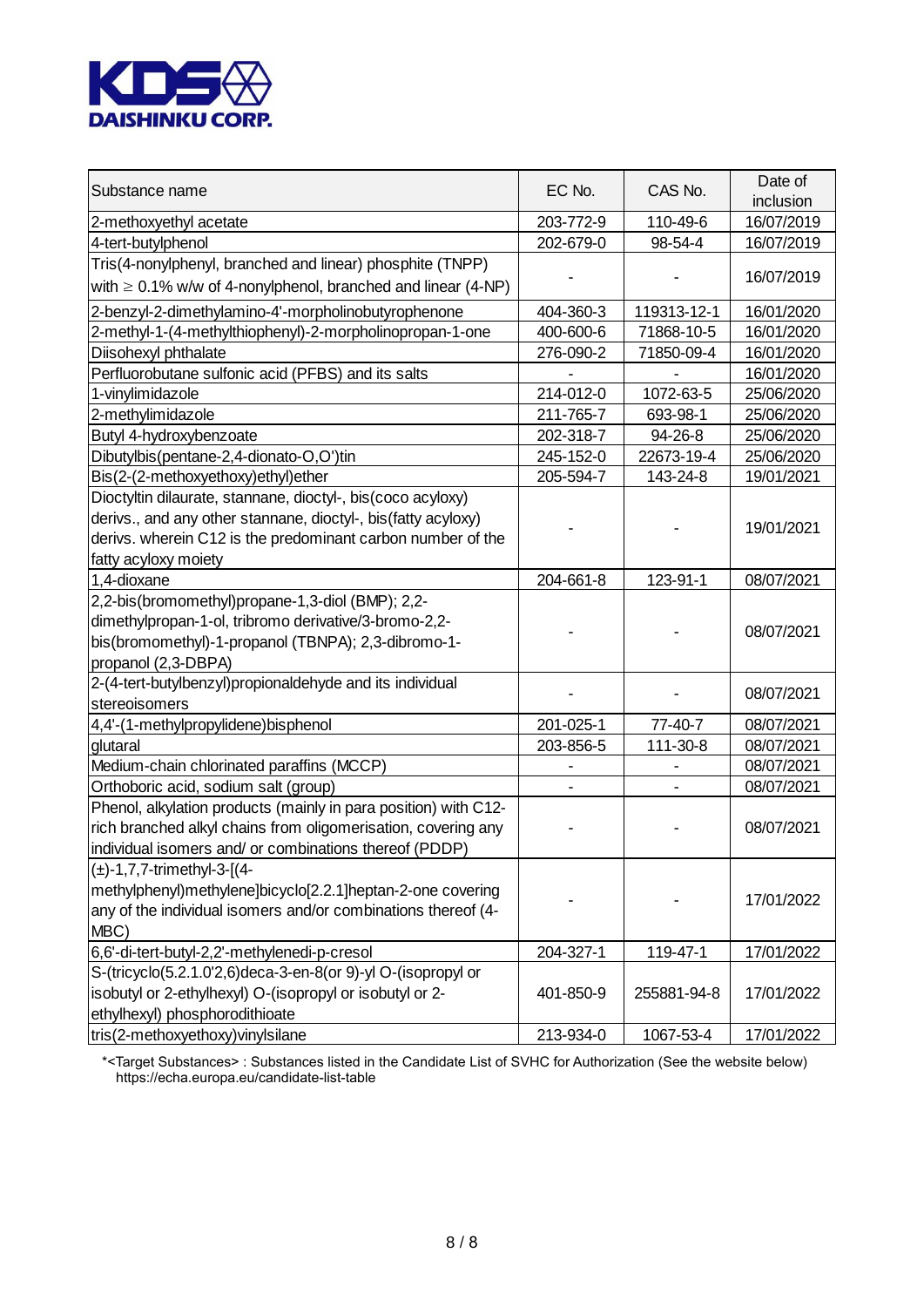KDS DAISHINKU CORP.

| Substance name | EC No. | CAS No. | Date of inclusion |
| --- | --- | --- | --- |
| 2-methoxyethyl acetate | 203-772-9 | 110-49-6 | 16/07/2019 |
| 4-tert-butylphenol | 202-679-0 | 98-54-4 | 16/07/2019 |
| Tris(4-nonylphenyl, branched and linear) phosphite (TNPP) with ≥ 0.1% w/w of 4-nonylphenol, branched and linear (4-NP) | - | - | 16/07/2019 |
| 2-benzyl-2-dimethylamino-4'-morpholinobutyrophenone | 404-360-3 | 119313-12-1 | 16/01/2020 |
| 2-methyl-1-(4-methylthiophenyl)-2-morpholinopropan-1-one | 400-600-6 | 71868-10-5 | 16/01/2020 |
| Diisohexyl phthalate | 276-090-2 | 71850-09-4 | 16/01/2020 |
| Perfluorobutane sulfonic acid (PFBS) and its salts | - | - | 16/01/2020 |
| 1-vinylimidazole | 214-012-0 | 1072-63-5 | 25/06/2020 |
| 2-methylimidazole | 211-765-7 | 693-98-1 | 25/06/2020 |
| Butyl 4-hydroxybenzoate | 202-318-7 | 94-26-8 | 25/06/2020 |
| Dibutylbis(pentane-2,4-dionato-O,O')tin | 245-152-0 | 22673-19-4 | 25/06/2020 |
| Bis(2-(2-methoxyethoxy)ethyl)ether | 205-594-7 | 143-24-8 | 19/01/2021 |
| Dioctyltin dilaurate, stannane, dioctyl-, bis(coco acyloxy) derivs., and any other stannane, dioctyl-, bis(fatty acyloxy) derivs. wherein C12 is the predominant carbon number of the fatty acyloxy moiety | - | - | 19/01/2021 |
| 1,4-dioxane | 204-661-8 | 123-91-1 | 08/07/2021 |
| 2,2-bis(bromomethyl)propane-1,3-diol (BMP); 2,2-dimethylpropan-1-ol, tribromo derivative/3-bromo-2,2-bis(bromomethyl)-1-propanol (TBNPA); 2,3-dibromo-1-propanol (2,3-DBPA) | - | - | 08/07/2021 |
| 2-(4-tert-butylbenzyl)propionaldehyde and its individual stereoisomers | - | - | 08/07/2021 |
| 4,4'-(1-methylpropylidene)bisphenol | 201-025-1 | 77-40-7 | 08/07/2021 |
| glutaral | 203-856-5 | 111-30-8 | 08/07/2021 |
| Medium-chain chlorinated paraffins (MCCP) | - | - | 08/07/2021 |
| Orthoboric acid, sodium salt (group) | - | - | 08/07/2021 |
| Phenol, alkylation products (mainly in para position) with C12-rich branched alkyl chains from oligomerisation, covering any individual isomers and/ or combinations thereof (PDDP) | - | - | 08/07/2021 |
| (±)-1,7,7-trimethyl-3-[(4-methylphenyl)methylene]bicyclo[2.2.1]heptan-2-one covering any of the individual isomers and/or combinations thereof (4-MBC) | - | - | 17/01/2022 |
| 6,6'-di-tert-butyl-2,2'-methylenedi-p-cresol | 204-327-1 | 119-47-1 | 17/01/2022 |
| S-(tricyclo(5.2.1.0'2,6)deca-3-en-8(or 9)-yl O-(isopropyl or isobutyl or 2-ethylhexyl) O-(isopropyl or isobutyl or 2-ethylhexyl) phosphorodithioate | 401-850-9 | 255881-94-8 | 17/01/2022 |
| tris(2-methoxyethoxy)vinylsilane | 213-934-0 | 1067-53-4 | 17/01/2022 |

*<Target Substances> : Substances listed in the Candidate List of SVHC for Authorization (See the website below)
https://echa.europa.eu/candidate-list-table